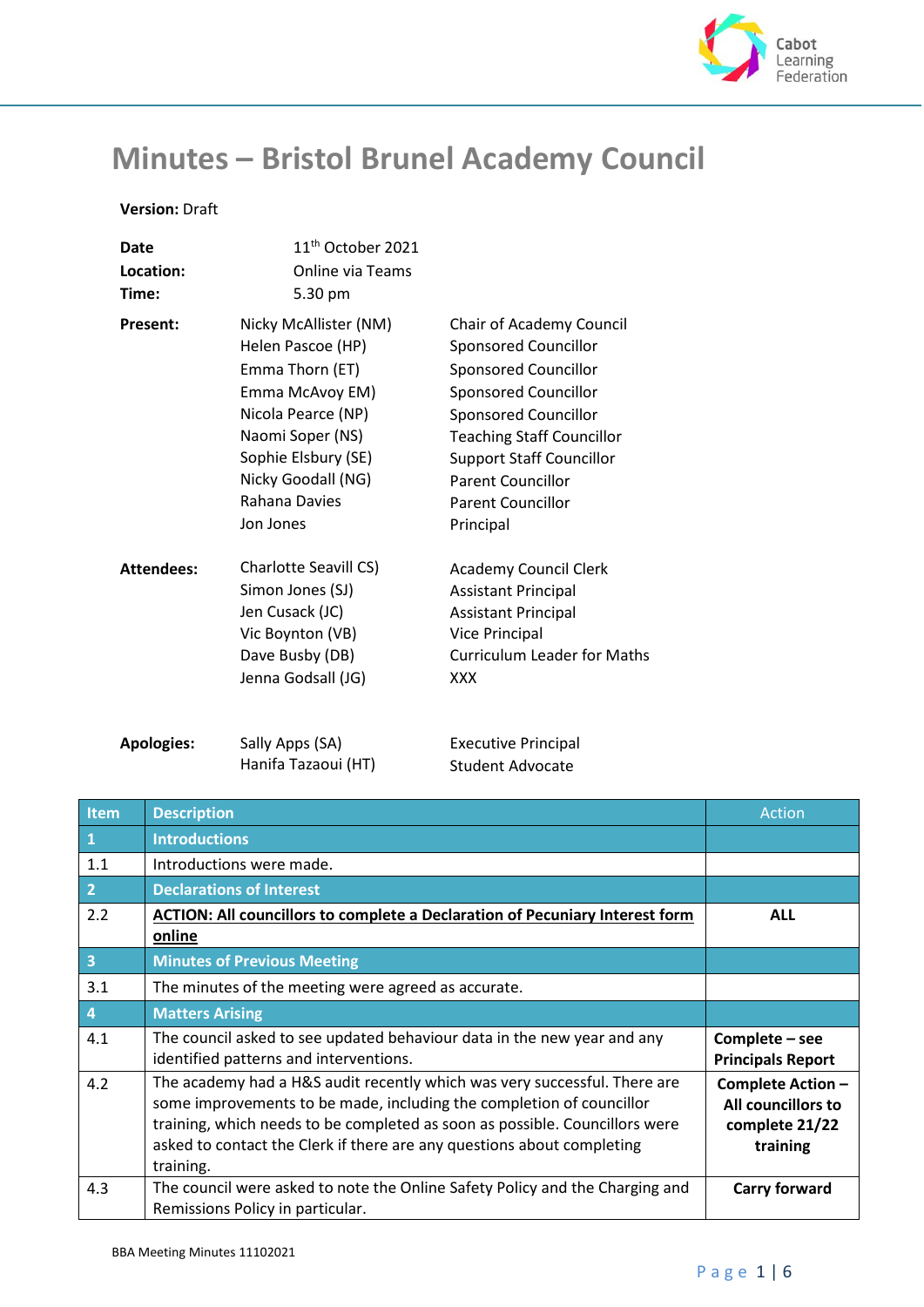# Minutes – Bristol Brunel Academy Council

**Version:** Draft

| | |
|---|---|
| **Date** | 11th October 2021 |
| **Location:** | Online via Teams |
| **Time:** | 5.30 pm |

| | | |
|---|---|---|
| **Present:** | Nicky McAllister (NM) | Chair of Academy Council |
| | Helen Pascoe (HP) | Sponsored Councillor |
| | Emma Thorn (ET) | Sponsored Councillor |
| | Emma McAvoy EM) | Sponsored Councillor |
| | Nicola Pearce (NP) | Sponsored Councillor |
| | Naomi Soper (NS) | Teaching Staff Councillor |
| | Sophie Elsbury (SE) | Support Staff Councillor |
| | Nicky Goodall (NG) | Parent Councillor |
| | Rahana Davies | Parent Councillor |
| | Jon Jones | Principal |
| **Attendees:** | Charlotte Seavill CS) | Academy Council Clerk |
| | Simon Jones (SJ) | Assistant Principal |
| | Jen Cusack (JC) | Assistant Principal |
| | Vic Boynton (VB) | Vice Principal |
| | Dave Busby (DB) | Curriculum Leader for Maths |
| | Jenna Godsall (JG) | XXX |
| **Apologies:** | Sally Apps (SA) | Executive Principal |
| | Hanifa Tazaoui (HT) | Student Advocate |

| Item | Description | Action |
|---|---|---|
| **1** | **Introductions** | |
| 1.1 | Introductions were made. | |
| **2** | **Declarations of Interest** | |
| 2.2 | **ACTION: All councillors to complete a Declaration of Pecuniary Interest form online** | **ALL** |
| **3** | **Minutes of Previous Meeting** | |
| 3.1 | The minutes of the meeting were agreed as accurate. | |
| **4** | **Matters Arising** | |
| 4.1 | The council asked to see updated behaviour data in the new year and any identified patterns and interventions. | **Complete – see Principals Report** |
| 4.2 | The academy had a H&S audit recently which was very successful. There are some improvements to be made, including the completion of councillor training, which needs to be completed as soon as possible. Councillors were asked to contact the Clerk if there are any questions about completing training. | **Complete Action – All councillors to complete 21/22 training** |
| 4.3 | The council were asked to note the Online Safety Policy and the Charging and Remissions Policy in particular. | **Carry forward** |

BBA Meeting Minutes 11102021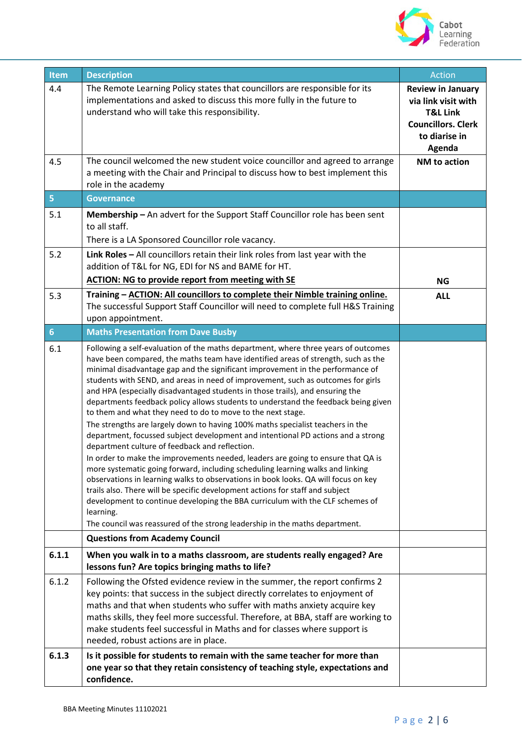| Item | Description | Action |
|---|---|---|
| 4.4 | The Remote Learning Policy states that councillors are responsible for its implementations and asked to discuss this more fully in the future to understand who will take this responsibility. | **Review in January via link visit with T&L Link Councillors. Clerk to diarise in Agenda** |
| 4.5 | The council welcomed the new student voice councillor and agreed to arrange a meeting with the Chair and Principal to discuss how to best implement this role in the academy | **NM to action** |
| **5** | **Governance** | |
| 5.1 | **Membership –** An advert for the Support Staff Councillor role has been sent to all staff.<br>There is a LA Sponsored Councillor role vacancy. | |
| 5.2 | **Link Roles –** All councillors retain their link roles from last year with the addition of T&L for NG, EDI for NS and BAME for HT.<br>**ACTION: NG to provide report from meeting with SE** | **NG** |
| 5.3 | **Training – ACTION: All councillors to complete their Nimble training online.**<br>The successful Support Staff Councillor will need to complete full H&S Training upon appointment. | **ALL** |
| **6** | **Maths Presentation from Dave Busby** | |
| 6.1 | Following a self-evaluation of the maths department, where three years of outcomes have been compared, the maths team have identified areas of strength, such as the minimal disadvantage gap and the significant improvement in the performance of students with SEND, and areas in need of improvement, such as outcomes for girls and HPA (especially disadvantaged students in those trails), and ensuring the departments feedback policy allows students to understand the feedback being given to them and what they need to do to move to the next stage.<br>The strengths are largely down to having 100% maths specialist teachers in the department, focussed subject development and intentional PD actions and a strong department culture of feedback and reflection.<br>In order to make the improvements needed, leaders are going to ensure that QA is more systematic going forward, including scheduling learning walks and linking observations in learning walks to observations in book looks. QA will focus on key trails also. There will be specific development actions for staff and subject development to continue developing the BBA curriculum with the CLF schemes of learning.<br>The council was reassured of the strong leadership in the maths department. | |
| | **Questions from Academy Council** | |
| **6.1.1** | **When you walk in to a maths classroom, are students really engaged? Are lessons fun? Are topics bringing maths to life?** | |
| 6.1.2 | Following the Ofsted evidence review in the summer, the report confirms 2 key points: that success in the subject directly correlates to enjoyment of maths and that when students who suffer with maths anxiety acquire key maths skills, they feel more successful. Therefore, at BBA, staff are working to make students feel successful in Maths and for classes where support is needed, robust actions are in place. | |
| **6.1.3** | **Is it possible for students to remain with the same teacher for more than one year so that they retain consistency of teaching style, expectations and confidence.** | |

BBA Meeting Minutes 11102021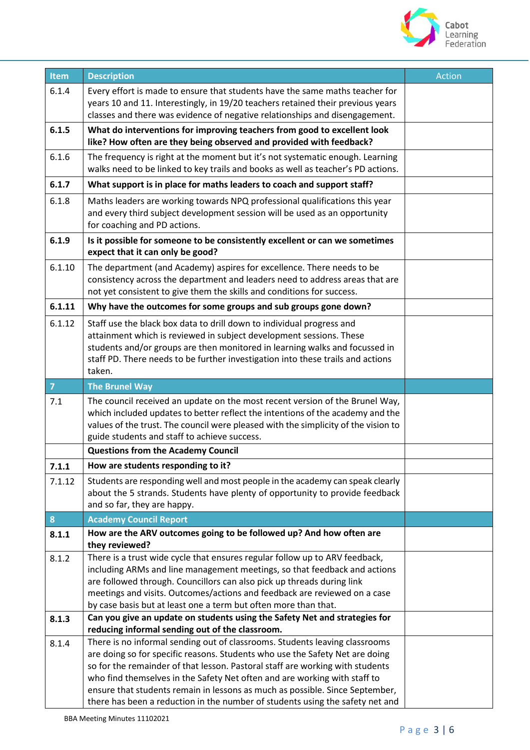| Item | Description | Action |
|---|---|---|
| 6.1.4 | Every effort is made to ensure that students have the same maths teacher for years 10 and 11. Interestingly, in 19/20 teachers retained their previous years classes and there was evidence of negative relationships and disengagement. | |
| **6.1.5** | **What do interventions for improving teachers from good to excellent look like? How often are they being observed and provided with feedback?** | |
| 6.1.6 | The frequency is right at the moment but it's not systematic enough. Learning walks need to be linked to key trails and books as well as teacher's PD actions. | |
| **6.1.7** | **What support is in place for maths leaders to coach and support staff?** | |
| 6.1.8 | Maths leaders are working towards NPQ professional qualifications this year and every third subject development session will be used as an opportunity for coaching and PD actions. | |
| **6.1.9** | **Is it possible for someone to be consistently excellent or can we sometimes expect that it can only be good?** | |
| 6.1.10 | The department (and Academy) aspires for excellence. There needs to be consistency across the department and leaders need to address areas that are not yet consistent to give them the skills and conditions for success. | |
| **6.1.11** | **Why have the outcomes for some groups and sub groups gone down?** | |
| 6.1.12 | Staff use the black box data to drill down to individual progress and attainment which is reviewed in subject development sessions. These students and/or groups are then monitored in learning walks and focussed in staff PD. There needs to be further investigation into these trails and actions taken. | |
| **7** | **The Brunel Way** | |
| 7.1 | The council received an update on the most recent version of the Brunel Way, which included updates to better reflect the intentions of the academy and the values of the trust. The council were pleased with the simplicity of the vision to guide students and staff to achieve success. | |
| | **Questions from the Academy Council** | |
| **7.1.1** | **How are students responding to it?** | |
| 7.1.12 | Students are responding well and most people in the academy can speak clearly about the 5 strands. Students have plenty of opportunity to provide feedback and so far, they are happy. | |
| **8** | **Academy Council Report** | |
| **8.1.1** | **How are the ARV outcomes going to be followed up? And how often are they reviewed?** | |
| 8.1.2 | There is a trust wide cycle that ensures regular follow up to ARV feedback, including ARMs and line management meetings, so that feedback and actions are followed through. Councillors can also pick up threads during link meetings and visits. Outcomes/actions and feedback are reviewed on a case by case basis but at least one a term but often more than that. | |
| **8.1.3** | **Can you give an update on students using the Safety Net and strategies for reducing informal sending out of the classroom.** | |
| 8.1.4 | There is no informal sending out of classrooms. Students leaving classrooms are doing so for specific reasons. Students who use the Safety Net are doing so for the remainder of that lesson. Pastoral staff are working with students who find themselves in the Safety Net often and are working with staff to ensure that students remain in lessons as much as possible. Since September, there has been a reduction in the number of students using the safety net and | |

BBA Meeting Minutes 11102021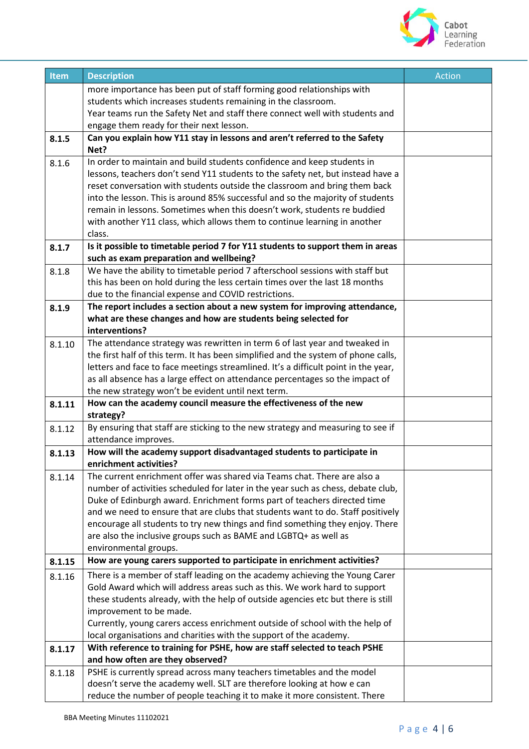| Item | Description | Action |
|---|---|---|
| | more importance has been put of staff forming good relationships with students which increases students remaining in the classroom. Year teams run the Safety Net and staff there connect well with students and engage them ready for their next lesson. | |
| **8.1.5** | **Can you explain how Y11 stay in lessons and aren't referred to the Safety Net?** | |
| 8.1.6 | In order to maintain and build students confidence and keep students in lessons, teachers don't send Y11 students to the safety net, but instead have a reset conversation with students outside the classroom and bring them back into the lesson. This is around 85% successful and so the majority of students remain in lessons. Sometimes when this doesn't work, students re buddied with another Y11 class, which allows them to continue learning in another class. | |
| **8.1.7** | **Is it possible to timetable period 7 for Y11 students to support them in areas such as exam preparation and wellbeing?** | |
| 8.1.8 | We have the ability to timetable period 7 afterschool sessions with staff but this has been on hold during the less certain times over the last 18 months due to the financial expense and COVID restrictions. | |
| **8.1.9** | **The report includes a section about a new system for improving attendance, what are these changes and how are students being selected for interventions?** | |
| 8.1.10 | The attendance strategy was rewritten in term 6 of last year and tweaked in the first half of this term. It has been simplified and the system of phone calls, letters and face to face meetings streamlined. It's a difficult point in the year, as all absence has a large effect on attendance percentages so the impact of the new strategy won't be evident until next term. | |
| **8.1.11** | **How can the academy council measure the effectiveness of the new strategy?** | |
| 8.1.12 | By ensuring that staff are sticking to the new strategy and measuring to see if attendance improves. | |
| **8.1.13** | **How will the academy support disadvantaged students to participate in enrichment activities?** | |
| 8.1.14 | The current enrichment offer was shared via Teams chat. There are also a number of activities scheduled for later in the year such as chess, debate club, Duke of Edinburgh award. Enrichment forms part of teachers directed time and we need to ensure that are clubs that students want to do. Staff positively encourage all students to try new things and find something they enjoy. There are also the inclusive groups such as BAME and LGBTQ+ as well as environmental groups. | |
| **8.1.15** | **How are young carers supported to participate in enrichment activities?** | |
| 8.1.16 | There is a member of staff leading on the academy achieving the Young Carer Gold Award which will address areas such as this. We work hard to support these students already, with the help of outside agencies etc but there is still improvement to be made. Currently, young carers access enrichment outside of school with the help of local organisations and charities with the support of the academy. | |
| **8.1.17** | **With reference to training for PSHE, how are staff selected to teach PSHE and how often are they observed?** | |
| 8.1.18 | PSHE is currently spread across many teachers timetables and the model doesn't serve the academy well. SLT are therefore looking at how e can reduce the number of people teaching it to make it more consistent. There | |

BBA Meeting Minutes 11102021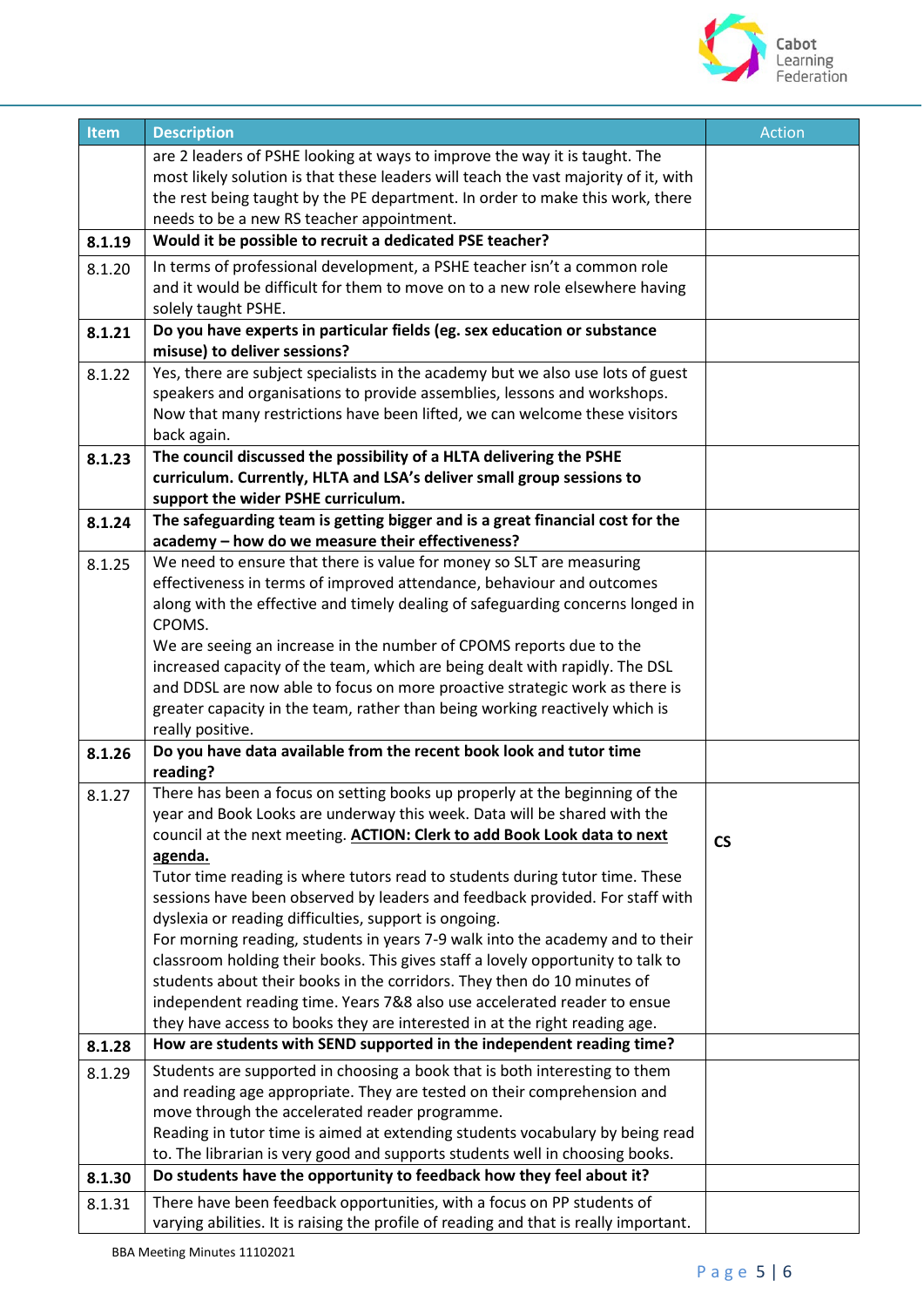| Item | Description | Action |
|---|---|---|
| | are 2 leaders of PSHE looking at ways to improve the way it is taught. The most likely solution is that these leaders will teach the vast majority of it, with the rest being taught by the PE department. In order to make this work, there needs to be a new RS teacher appointment. | |
| **8.1.19** | **Would it be possible to recruit a dedicated PSE teacher?** | |
| 8.1.20 | In terms of professional development, a PSHE teacher isn't a common role and it would be difficult for them to move on to a new role elsewhere having solely taught PSHE. | |
| **8.1.21** | **Do you have experts in particular fields (eg. sex education or substance misuse) to deliver sessions?** | |
| 8.1.22 | Yes, there are subject specialists in the academy but we also use lots of guest speakers and organisations to provide assemblies, lessons and workshops. Now that many restrictions have been lifted, we can welcome these visitors back again. | |
| **8.1.23** | **The council discussed the possibility of a HLTA delivering the PSHE curriculum. Currently, HLTA and LSA's deliver small group sessions to support the wider PSHE curriculum.** | |
| **8.1.24** | **The safeguarding team is getting bigger and is a great financial cost for the academy – how do we measure their effectiveness?** | |
| 8.1.25 | We need to ensure that there is value for money so SLT are measuring effectiveness in terms of improved attendance, behaviour and outcomes along with the effective and timely dealing of safeguarding concerns longed in CPOMS.<br>We are seeing an increase in the number of CPOMS reports due to the increased capacity of the team, which are being dealt with rapidly. The DSL and DDSL are now able to focus on more proactive strategic work as there is greater capacity in the team, rather than being working reactively which is really positive. | |
| **8.1.26** | **Do you have data available from the recent book look and tutor time reading?** | |
| 8.1.27 | There has been a focus on setting books up properly at the beginning of the year and Book Looks are underway this week. Data will be shared with the council at the next meeting. **ACTION: Clerk to add Book Look data to next agenda.**<br>Tutor time reading is where tutors read to students during tutor time. These sessions have been observed by leaders and feedback provided. For staff with dyslexia or reading difficulties, support is ongoing.<br>For morning reading, students in years 7-9 walk into the academy and to their classroom holding their books. This gives staff a lovely opportunity to talk to students about their books in the corridors. They then do 10 minutes of independent reading time. Years 7&8 also use accelerated reader to ensue they have access to books they are interested in at the right reading age. | **CS** |
| **8.1.28** | **How are students with SEND supported in the independent reading time?** | |
| 8.1.29 | Students are supported in choosing a book that is both interesting to them and reading age appropriate. They are tested on their comprehension and move through the accelerated reader programme.<br>Reading in tutor time is aimed at extending students vocabulary by being read to. The librarian is very good and supports students well in choosing books. | |
| **8.1.30** | **Do students have the opportunity to feedback how they feel about it?** | |
| 8.1.31 | There have been feedback opportunities, with a focus on PP students of varying abilities. It is raising the profile of reading and that is really important. | |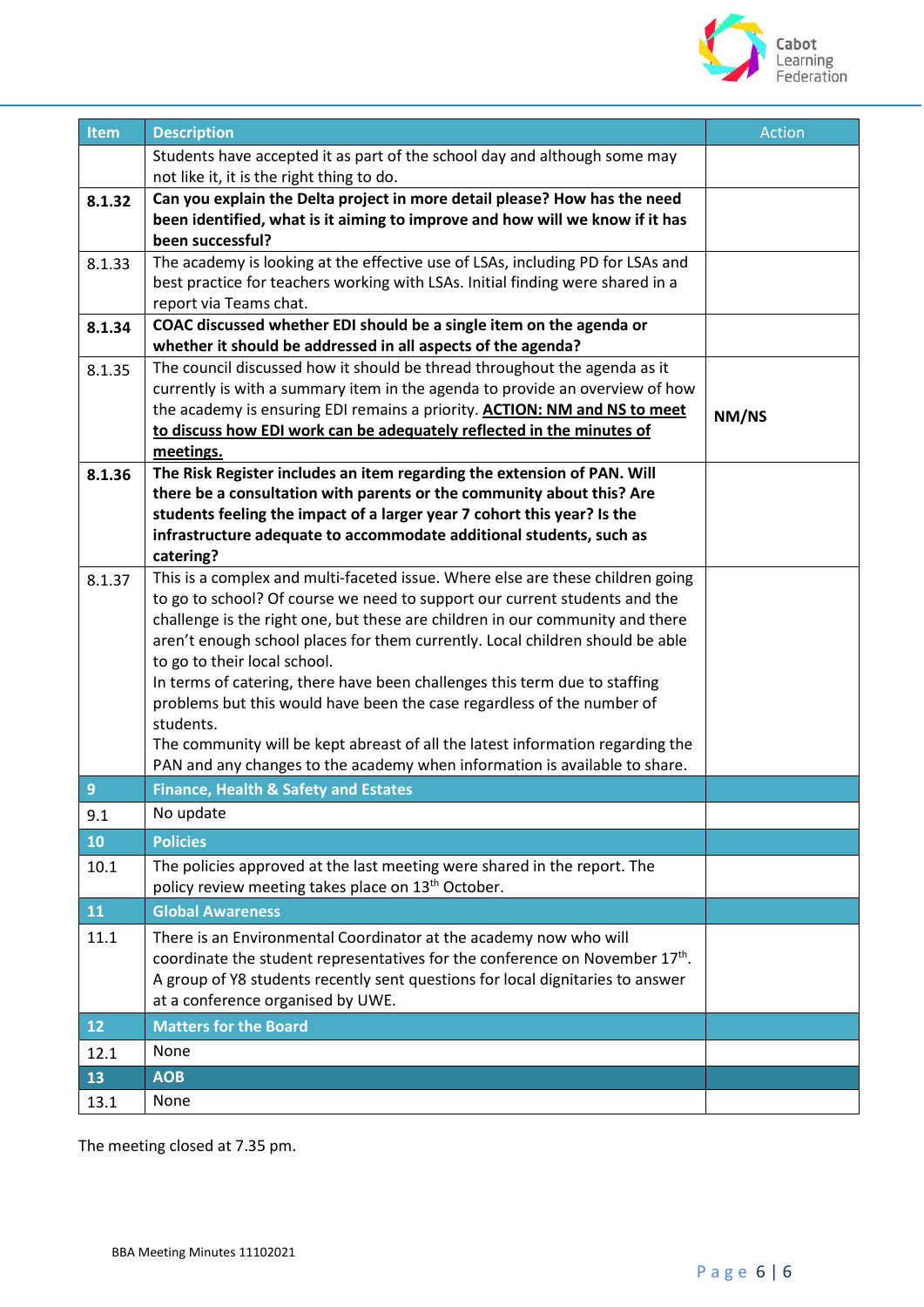| Item | Description | Action |
|---|---|---|
| | Students have accepted it as part of the school day and although some may not like it, it is the right thing to do. | |
| **8.1.32** | **Can you explain the Delta project in more detail please? How has the need been identified, what is it aiming to improve and how will we know if it has been successful?** | |
| 8.1.33 | The academy is looking at the effective use of LSAs, including PD for LSAs and best practice for teachers working with LSAs. Initial finding were shared in a report via Teams chat. | |
| **8.1.34** | **COAC discussed whether EDI should be a single item on the agenda or whether it should be addressed in all aspects of the agenda?** | |
| 8.1.35 | The council discussed how it should be thread throughout the agenda as it currently is with a summary item in the agenda to provide an overview of how the academy is ensuring EDI remains a priority. **ACTION: NM and NS to meet to discuss how EDI work can be adequately reflected in the minutes of meetings.** | **NM/NS** |
| **8.1.36** | **The Risk Register includes an item regarding the extension of PAN. Will there be a consultation with parents or the community about this? Are students feeling the impact of a larger year 7 cohort this year? Is the infrastructure adequate to accommodate additional students, such as catering?** | |
| 8.1.37 | This is a complex and multi-faceted issue. Where else are these children going to go to school? Of course we need to support our current students and the challenge is the right one, but these are children in our community and there aren't enough school places for them currently. Local children should be able to go to their local school.<br>In terms of catering, there have been challenges this term due to staffing problems but this would have been the case regardless of the number of students.<br>The community will be kept abreast of all the latest information regarding the PAN and any changes to the academy when information is available to share. | |
| **9** | **Finance, Health & Safety and Estates** | |
| 9.1 | No update | |
| **10** | **Policies** | |
| 10.1 | The policies approved at the last meeting were shared in the report. The policy review meeting takes place on 13th October. | |
| **11** | **Global Awareness** | |
| 11.1 | There is an Environmental Coordinator at the academy now who will coordinate the student representatives for the conference on November 17th.<br>A group of Y8 students recently sent questions for local dignitaries to answer at a conference organised by UWE. | |
| **12** | **Matters for the Board** | |
| 12.1 | None | |
| **13** | **AOB** | |
| 13.1 | None | |

The meeting closed at 7.35 pm.